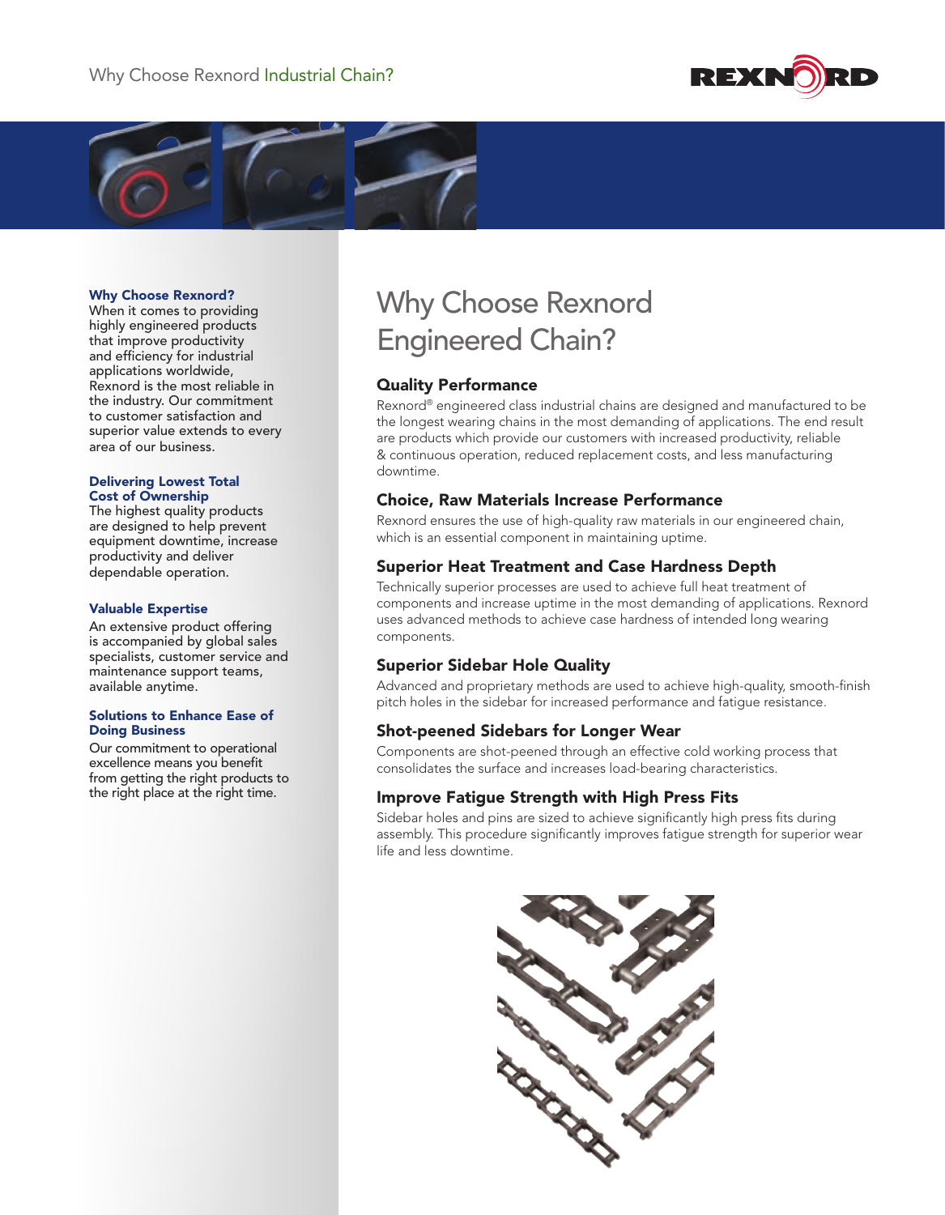Why Choose Rexnord Industrial Chain?

### Why Choose Rexnord?

When it comes to providing highly engineered products that improve productivity and efficiency for industrial applications worldwide, Rexnord is the most reliable in the industry. Our commitment to customer satisfaction and superior value extends to every area of our business.

### Delivering Lowest Total Cost of Ownership

The highest quality products are designed to help prevent equipment downtime, increase productivity and deliver dependable operation.

### Valuable Expertise

An extensive product offering is accompanied by global sales specialists, customer service and maintenance support teams, available anytime.

### Solutions to Enhance Ease of Doing Business

Our commitment to operational excellence means you benefit from getting the right products to the right place at the right time.

# Why Choose Rexnord Engineered Chain?

## Quality Performance

Rexnord® engineered class industrial chains are designed and manufactured to be the longest wearing chains in the most demanding of applications. The end result are products which provide our customers with increased productivity, reliable & continuous operation, reduced replacement costs, and less manufacturing downtime.

## Choice, Raw Materials Increase Performance

Rexnord ensures the use of high-quality raw materials in our engineered chain, which is an essential component in maintaining uptime.

## Superior Heat Treatment and Case Hardness Depth

Technically superior processes are used to achieve full heat treatment of components and increase uptime in the most demanding of applications. Rexnord uses advanced methods to achieve case hardness of intended long wearing components.

## Superior Sidebar Hole Quality

Advanced and proprietary methods are used to achieve high-quality, smooth-finish pitch holes in the sidebar for increased performance and fatigue resistance.

## Shot-peened Sidebars for Longer Wear

Components are shot-peened through an effective cold working process that consolidates the surface and increases load-bearing characteristics.

## Improve Fatigue Strength with High Press Fits

Sidebar holes and pins are sized to achieve significantly high press fits during assembly. This procedure significantly improves fatigue strength for superior wear life and less downtime.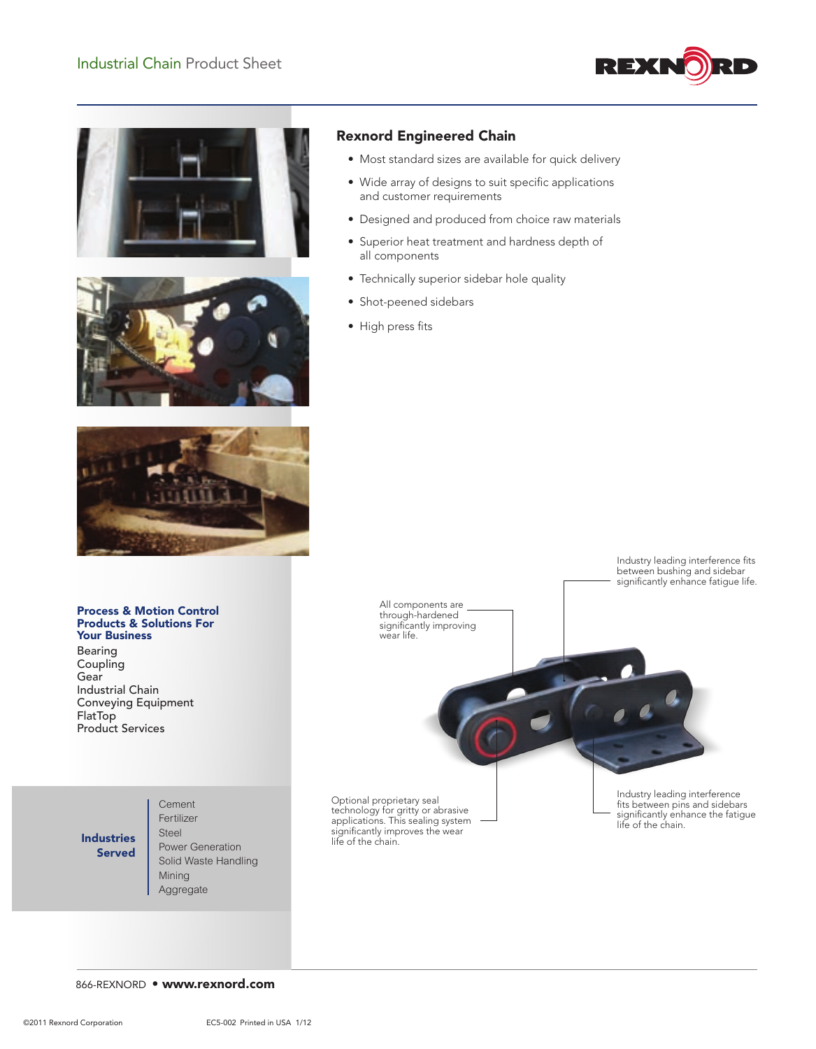Industrial Chain Product Sheet

## Rexnord Engineered Chain

- Most standard sizes are available for quick delivery
- Wide array of designs to suit specific applications and customer requirements
- Designed and produced from choice raw materials
- Superior heat treatment and hardness depth of all components
- Technically superior sidebar hole quality
- Shot-peened sidebars
- High press fits

Industry leading interference fits between bushing and sidebar significantly enhance fatigue life.

All components are through-hardened significantly improving wear life.

Optional proprietary seal technology for gritty or abrasive applications. This sealing system significantly improves the wear life of the chain.

Industry leading interference fits between pins and sidebars significantly enhance the fatigue life of the chain.

**Process & Motion Control Products & Solutions For Your Business**

Bearing
Coupling
Gear
Industrial Chain
Conveying Equipment
FlatTop
Product Services

**Industries Served**

Cement
Fertilizer
Steel
Power Generation
Solid Waste Handling
Mining
Aggregate

866-REXNORD • **www.rexnord.com**

©2011 Rexnord Corporation

EC5-002 Printed in USA 1/12